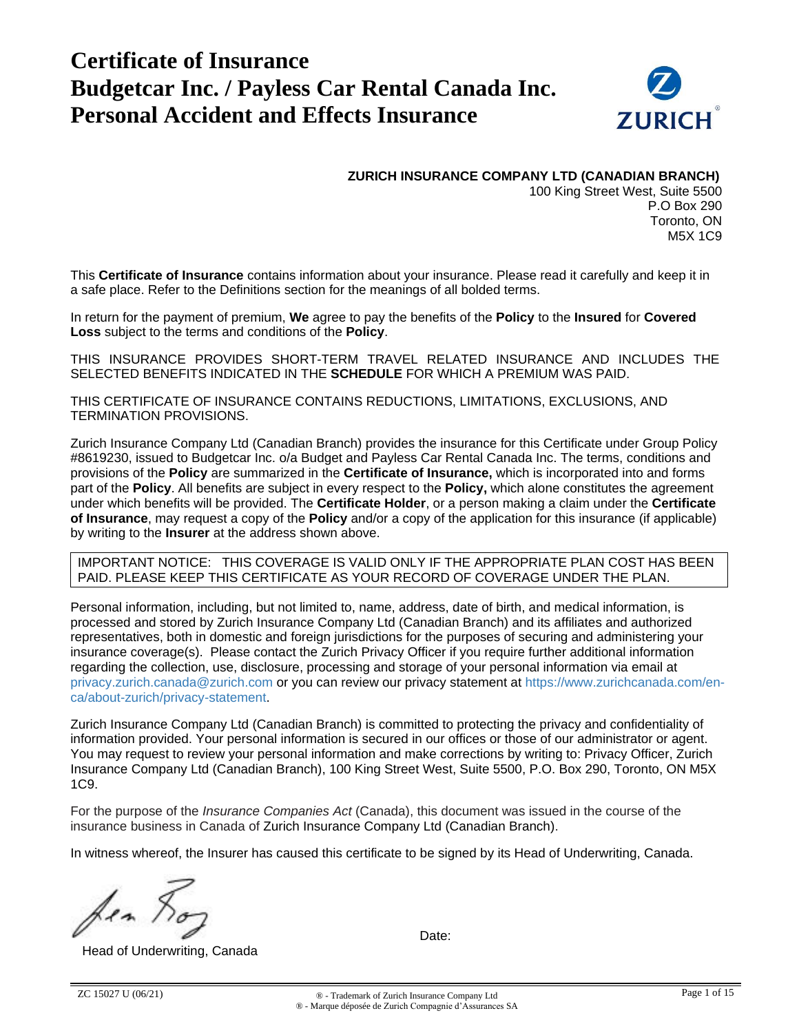# Certificate of Insurance
# Budgetcar Inc. / Payless Car Rental Canada Inc.
# Personal Accident and Effects Insurance

**ZURICH INSURANCE COMPANY LTD (CANADIAN BRANCH)**
100 King Street West, Suite 5500
P.O Box 290
Toronto, ON
M5X 1C9

This **Certificate of Insurance** contains information about your insurance. Please read it carefully and keep it in a safe place. Refer to the Definitions section for the meanings of all bolded terms.

In return for the payment of premium, **We** agree to pay the benefits of the **Policy** to the **Insured** for **Covered Loss** subject to the terms and conditions of the **Policy**.

THIS INSURANCE PROVIDES SHORT-TERM TRAVEL RELATED INSURANCE AND INCLUDES THE SELECTED BENEFITS INDICATED IN THE **SCHEDULE** FOR WHICH A PREMIUM WAS PAID.

THIS CERTIFICATE OF INSURANCE CONTAINS REDUCTIONS, LIMITATIONS, EXCLUSIONS, AND TERMINATION PROVISIONS.

Zurich Insurance Company Ltd (Canadian Branch) provides the insurance for this Certificate under Group Policy #8619230, issued to Budgetcar Inc. o/a Budget and Payless Car Rental Canada Inc. The terms, conditions and provisions of the **Policy** are summarized in the **Certificate of Insurance,** which is incorporated into and forms part of the **Policy**. All benefits are subject in every respect to the **Policy,** which alone constitutes the agreement under which benefits will be provided. The **Certificate Holder**, or a person making a claim under the **Certificate of Insurance**, may request a copy of the **Policy** and/or a copy of the application for this insurance (if applicable) by writing to the **Insurer** at the address shown above.

IMPORTANT NOTICE: THIS COVERAGE IS VALID ONLY IF THE APPROPRIATE PLAN COST HAS BEEN PAID. PLEASE KEEP THIS CERTIFICATE AS YOUR RECORD OF COVERAGE UNDER THE PLAN.

Personal information, including, but not limited to, name, address, date of birth, and medical information, is processed and stored by Zurich Insurance Company Ltd (Canadian Branch) and its affiliates and authorized representatives, both in domestic and foreign jurisdictions for the purposes of securing and administering your insurance coverage(s). Please contact the Zurich Privacy Officer if you require further additional information regarding the collection, use, disclosure, processing and storage of your personal information via email at privacy.zurich.canada@zurich.com or you can review our privacy statement at https://www.zurichcanada.com/en-ca/about-zurich/privacy-statement.

Zurich Insurance Company Ltd (Canadian Branch) is committed to protecting the privacy and confidentiality of information provided. Your personal information is secured in our offices or those of our administrator or agent. You may request to review your personal information and make corrections by writing to: Privacy Officer, Zurich Insurance Company Ltd (Canadian Branch), 100 King Street West, Suite 5500, P.O. Box 290, Toronto, ON M5X 1C9.

For the purpose of the *Insurance Companies Act* (Canada), this document was issued in the course of the insurance business in Canada of Zurich Insurance Company Ltd (Canadian Branch).

In witness whereof, the Insurer has caused this certificate to be signed by its Head of Underwriting, Canada.

Head of Underwriting, Canada

Date:

ZC 15027 U (06/21)

® - Trademark of Zurich Insurance Company Ltd
® - Marque déposée de Zurich Compagnie d'Assurances SA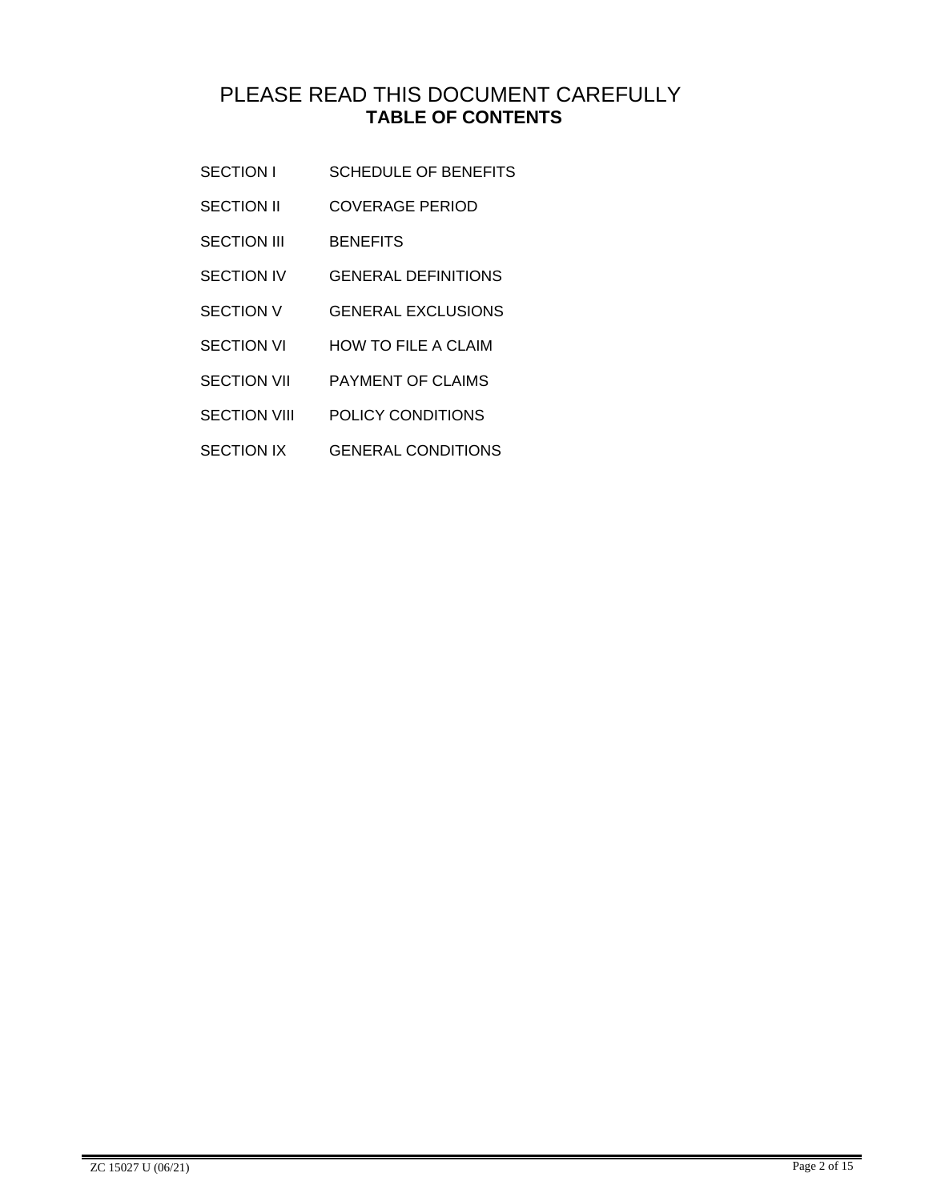# PLEASE READ THIS DOCUMENT CAREFULLY

## TABLE OF CONTENTS

| | |
|---|---|
| SECTION I | SCHEDULE OF BENEFITS |
| SECTION II | COVERAGE PERIOD |
| SECTION III | BENEFITS |
| SECTION IV | GENERAL DEFINITIONS |
| SECTION V | GENERAL EXCLUSIONS |
| SECTION VI | HOW TO FILE A CLAIM |
| SECTION VII | PAYMENT OF CLAIMS |
| SECTION VIII | POLICY CONDITIONS |
| SECTION IX | GENERAL CONDITIONS |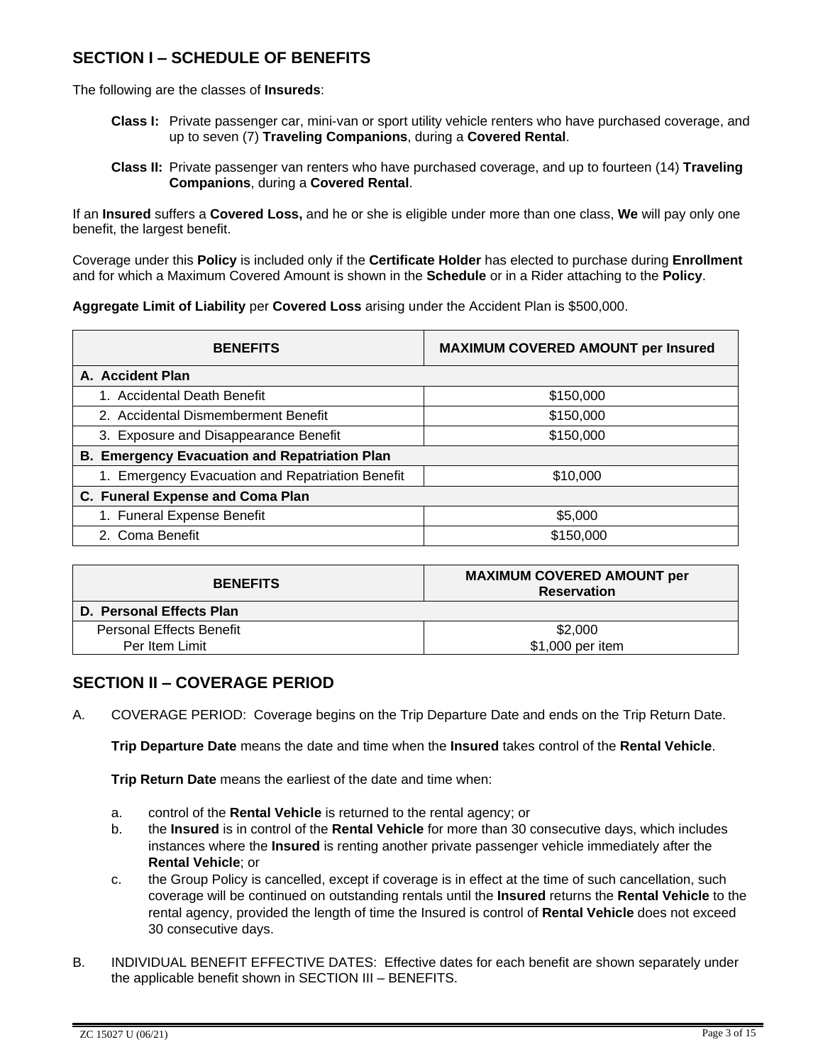## SECTION I – SCHEDULE OF BENEFITS

The following are the classes of **Insureds**:

- **Class I:** Private passenger car, mini-van or sport utility vehicle renters who have purchased coverage, and up to seven (7) **Traveling Companions**, during a **Covered Rental**.
- **Class II:** Private passenger van renters who have purchased coverage, and up to fourteen (14) **Traveling Companions**, during a **Covered Rental**.

If an **Insured** suffers a **Covered Loss,** and he or she is eligible under more than one class, **We** will pay only one benefit, the largest benefit.

Coverage under this **Policy** is included only if the **Certificate Holder** has elected to purchase during **Enrollment** and for which a Maximum Covered Amount is shown in the **Schedule** or in a Rider attaching to the **Policy**.

**Aggregate Limit of Liability** per **Covered Loss** arising under the Accident Plan is $500,000.

| BENEFITS | MAXIMUM COVERED AMOUNT per Insured |
| --- | --- |
| **A. Accident Plan** | |
| 1. Accidental Death Benefit | $150,000 |
| 2. Accidental Dismemberment Benefit | $150,000 |
| 3. Exposure and Disappearance Benefit | $150,000 |
| **B. Emergency Evacuation and Repatriation Plan** | |
| 1. Emergency Evacuation and Repatriation Benefit | $10,000 |
| **C. Funeral Expense and Coma Plan** | |
| 1. Funeral Expense Benefit | $5,000 |
| 2. Coma Benefit | $150,000 |

| BENEFITS | MAXIMUM COVERED AMOUNT per Reservation |
| --- | --- |
| **D. Personal Effects Plan** | |
| Personal Effects Benefit | $2,000 |
| Per Item Limit | $1,000 per item |

## SECTION II – COVERAGE PERIOD

A. COVERAGE PERIOD: Coverage begins on the Trip Departure Date and ends on the Trip Return Date.

**Trip Departure Date** means the date and time when the **Insured** takes control of the **Rental Vehicle**.

**Trip Return Date** means the earliest of the date and time when:

a. control of the **Rental Vehicle** is returned to the rental agency; or
b. the **Insured** is in control of the **Rental Vehicle** for more than 30 consecutive days, which includes instances where the **Insured** is renting another private passenger vehicle immediately after the **Rental Vehicle**; or
c. the Group Policy is cancelled, except if coverage is in effect at the time of such cancellation, such coverage will be continued on outstanding rentals until the **Insured** returns the **Rental Vehicle** to the rental agency, provided the length of time the Insured is control of **Rental Vehicle** does not exceed 30 consecutive days.

B. INDIVIDUAL BENEFIT EFFECTIVE DATES: Effective dates for each benefit are shown separately under the applicable benefit shown in SECTION III – BENEFITS.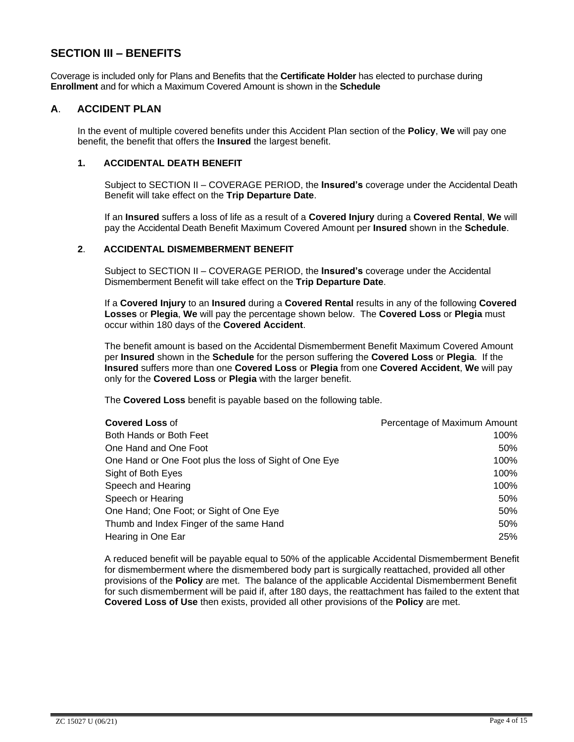## SECTION III – BENEFITS

Coverage is included only for Plans and Benefits that the **Certificate Holder** has elected to purchase during **Enrollment** and for which a Maximum Covered Amount is shown in the **Schedule**

### A. ACCIDENT PLAN

In the event of multiple covered benefits under this Accident Plan section of the **Policy**, **We** will pay one benefit, the benefit that offers the **Insured** the largest benefit.

#### 1. ACCIDENTAL DEATH BENEFIT

Subject to SECTION II – COVERAGE PERIOD, the **Insured's** coverage under the Accidental Death Benefit will take effect on the **Trip Departure Date**.

If an **Insured** suffers a loss of life as a result of a **Covered Injury** during a **Covered Rental**, **We** will pay the Accidental Death Benefit Maximum Covered Amount per **Insured** shown in the **Schedule**.

#### 2. ACCIDENTAL DISMEMBERMENT BENEFIT

Subject to SECTION II – COVERAGE PERIOD, the **Insured's** coverage under the Accidental Dismemberment Benefit will take effect on the **Trip Departure Date**.

If a **Covered Injury** to an **Insured** during a **Covered Rental** results in any of the following **Covered Losses** or **Plegia**, **We** will pay the percentage shown below. The **Covered Loss** or **Plegia** must occur within 180 days of the **Covered Accident**.

The benefit amount is based on the Accidental Dismemberment Benefit Maximum Covered Amount per **Insured** shown in the **Schedule** for the person suffering the **Covered Loss** or **Plegia**. If the **Insured** suffers more than one **Covered Loss** or **Plegia** from one **Covered Accident**, **We** will pay only for the **Covered Loss** or **Plegia** with the larger benefit.

The **Covered Loss** benefit is payable based on the following table.

| **Covered Loss** of | Percentage of Maximum Amount |
|---|---|
| Both Hands or Both Feet | 100% |
| One Hand and One Foot | 50% |
| One Hand or One Foot plus the loss of Sight of One Eye | 100% |
| Sight of Both Eyes | 100% |
| Speech and Hearing | 100% |
| Speech or Hearing | 50% |
| One Hand; One Foot; or Sight of One Eye | 50% |
| Thumb and Index Finger of the same Hand | 50% |
| Hearing in One Ear | 25% |

A reduced benefit will be payable equal to 50% of the applicable Accidental Dismemberment Benefit for dismemberment where the dismembered body part is surgically reattached, provided all other provisions of the **Policy** are met. The balance of the applicable Accidental Dismemberment Benefit for such dismemberment will be paid if, after 180 days, the reattachment has failed to the extent that **Covered Loss of Use** then exists, provided all other provisions of the **Policy** are met.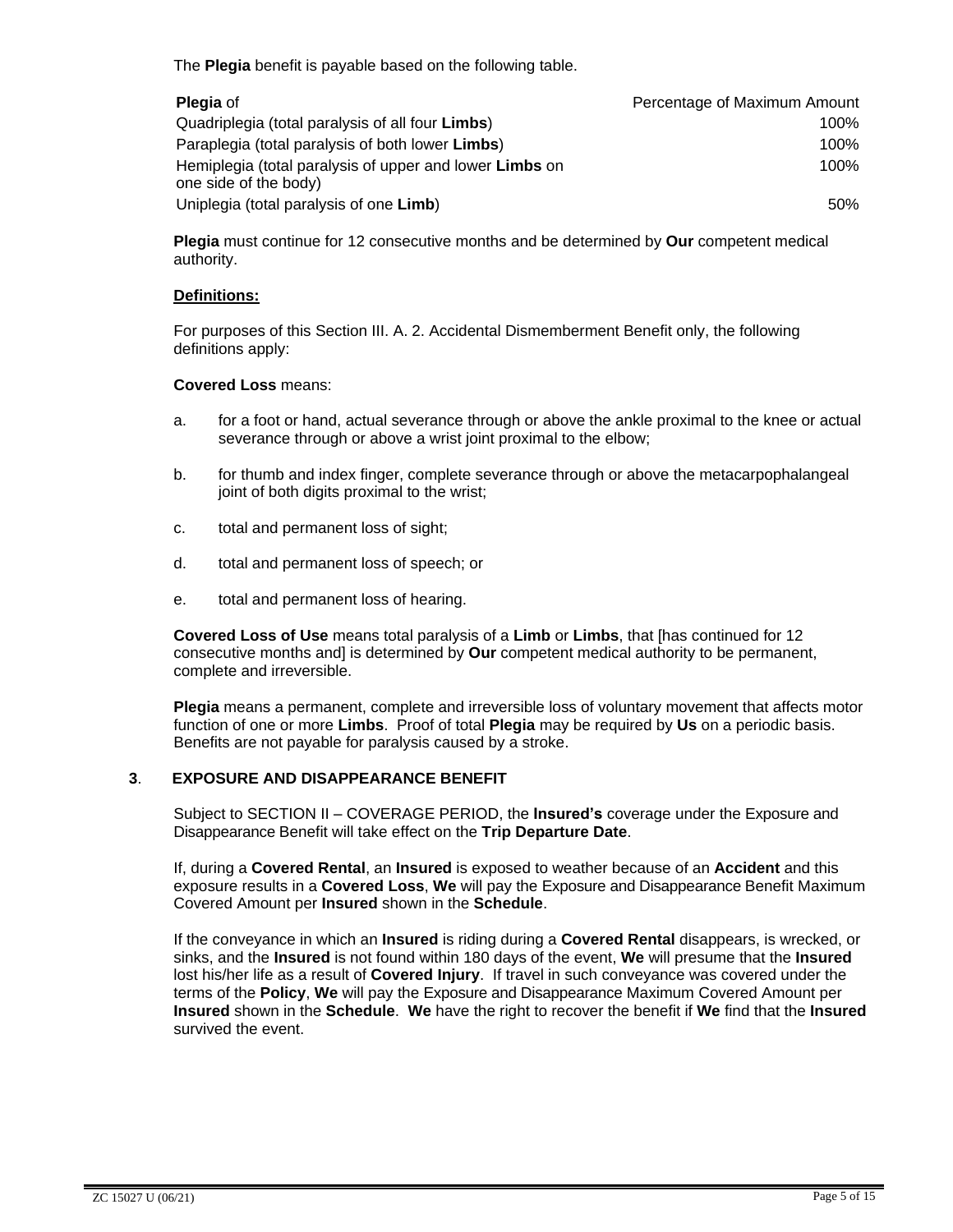The **Plegia** benefit is payable based on the following table.

| **Plegia** of | Percentage of Maximum Amount |
|---|---|
| Quadriplegia (total paralysis of all four **Limbs**) | 100% |
| Paraplegia (total paralysis of both lower **Limbs**) | 100% |
| Hemiplegia (total paralysis of upper and lower **Limbs** on one side of the body) | 100% |
| Uniplegia (total paralysis of one **Limb**) | 50% |

**Plegia** must continue for 12 consecutive months and be determined by **Our** competent medical authority.

**Definitions:**

For purposes of this Section III. A. 2. Accidental Dismemberment Benefit only, the following definitions apply:

**Covered Loss** means:

a. for a foot or hand, actual severance through or above the ankle proximal to the knee or actual severance through or above a wrist joint proximal to the elbow;

b. for thumb and index finger, complete severance through or above the metacarpophalangeal joint of both digits proximal to the wrist;

c. total and permanent loss of sight;

d. total and permanent loss of speech; or

e. total and permanent loss of hearing.

**Covered Loss of Use** means total paralysis of a **Limb** or **Limbs**, that [has continued for 12 consecutive months and] is determined by **Our** competent medical authority to be permanent, complete and irreversible.

**Plegia** means a permanent, complete and irreversible loss of voluntary movement that affects motor function of one or more **Limbs**. Proof of total **Plegia** may be required by **Us** on a periodic basis. Benefits are not payable for paralysis caused by a stroke.

### 3. EXPOSURE AND DISAPPEARANCE BENEFIT

Subject to SECTION II – COVERAGE PERIOD, the **Insured's** coverage under the Exposure and Disappearance Benefit will take effect on the **Trip Departure Date**.

If, during a **Covered Rental**, an **Insured** is exposed to weather because of an **Accident** and this exposure results in a **Covered Loss**, **We** will pay the Exposure and Disappearance Benefit Maximum Covered Amount per **Insured** shown in the **Schedule**.

If the conveyance in which an **Insured** is riding during a **Covered Rental** disappears, is wrecked, or sinks, and the **Insured** is not found within 180 days of the event, **We** will presume that the **Insured** lost his/her life as a result of **Covered Injury**. If travel in such conveyance was covered under the terms of the **Policy**, **We** will pay the Exposure and Disappearance Maximum Covered Amount per **Insured** shown in the **Schedule**. **We** have the right to recover the benefit if **We** find that the **Insured** survived the event.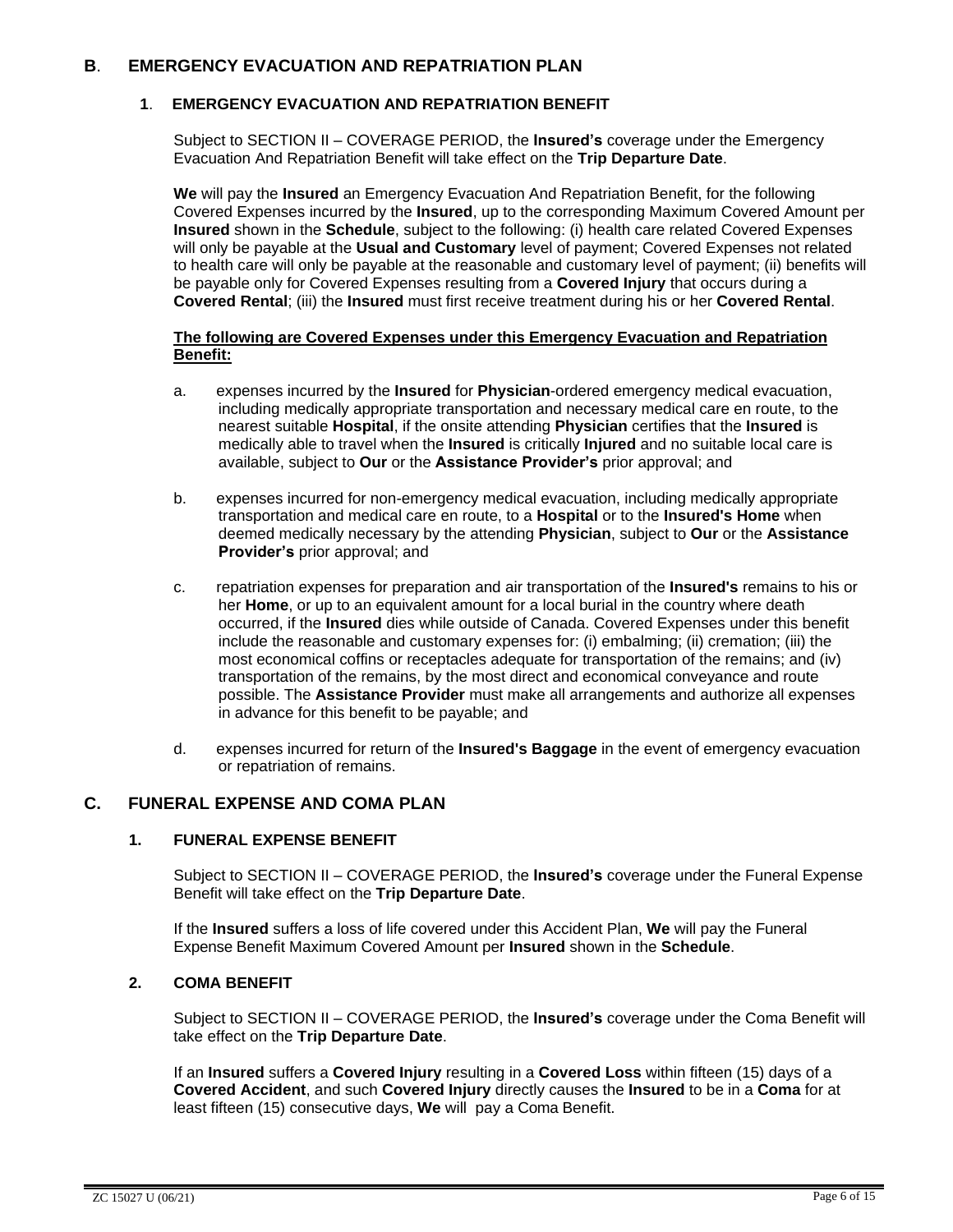## B. EMERGENCY EVACUATION AND REPATRIATION PLAN

### 1. EMERGENCY EVACUATION AND REPATRIATION BENEFIT

Subject to SECTION II – COVERAGE PERIOD, the **Insured's** coverage under the Emergency Evacuation And Repatriation Benefit will take effect on the **Trip Departure Date**.

**We** will pay the **Insured** an Emergency Evacuation And Repatriation Benefit, for the following Covered Expenses incurred by the **Insured**, up to the corresponding Maximum Covered Amount per **Insured** shown in the **Schedule**, subject to the following: (i) health care related Covered Expenses will only be payable at the **Usual and Customary** level of payment; Covered Expenses not related to health care will only be payable at the reasonable and customary level of payment; (ii) benefits will be payable only for Covered Expenses resulting from a **Covered Injury** that occurs during a **Covered Rental**; (iii) the **Insured** must first receive treatment during his or her **Covered Rental**.

**The following are Covered Expenses under this Emergency Evacuation and Repatriation Benefit:**

a. expenses incurred by the **Insured** for **Physician**-ordered emergency medical evacuation, including medically appropriate transportation and necessary medical care en route, to the nearest suitable **Hospital**, if the onsite attending **Physician** certifies that the **Insured** is medically able to travel when the **Insured** is critically **Injured** and no suitable local care is available, subject to **Our** or the **Assistance Provider's** prior approval; and

b. expenses incurred for non-emergency medical evacuation, including medically appropriate transportation and medical care en route, to a **Hospital** or to the **Insured's Home** when deemed medically necessary by the attending **Physician**, subject to **Our** or the **Assistance Provider's** prior approval; and

c. repatriation expenses for preparation and air transportation of the **Insured's** remains to his or her **Home**, or up to an equivalent amount for a local burial in the country where death occurred, if the **Insured** dies while outside of Canada. Covered Expenses under this benefit include the reasonable and customary expenses for: (i) embalming; (ii) cremation; (iii) the most economical coffins or receptacles adequate for transportation of the remains; and (iv) transportation of the remains, by the most direct and economical conveyance and route possible. The **Assistance Provider** must make all arrangements and authorize all expenses in advance for this benefit to be payable; and

d. expenses incurred for return of the **Insured's Baggage** in the event of emergency evacuation or repatriation of remains.

## C. FUNERAL EXPENSE AND COMA PLAN

### 1. FUNERAL EXPENSE BENEFIT

Subject to SECTION II – COVERAGE PERIOD, the **Insured's** coverage under the Funeral Expense Benefit will take effect on the **Trip Departure Date**.

If the **Insured** suffers a loss of life covered under this Accident Plan, **We** will pay the Funeral Expense Benefit Maximum Covered Amount per **Insured** shown in the **Schedule**.

### 2. COMA BENEFIT

Subject to SECTION II – COVERAGE PERIOD, the **Insured's** coverage under the Coma Benefit will take effect on the **Trip Departure Date**.

If an **Insured** suffers a **Covered Injury** resulting in a **Covered Loss** within fifteen (15) days of a **Covered Accident**, and such **Covered Injury** directly causes the **Insured** to be in a **Coma** for at least fifteen (15) consecutive days, **We** will pay a Coma Benefit.

ZC 15027 U (06/21)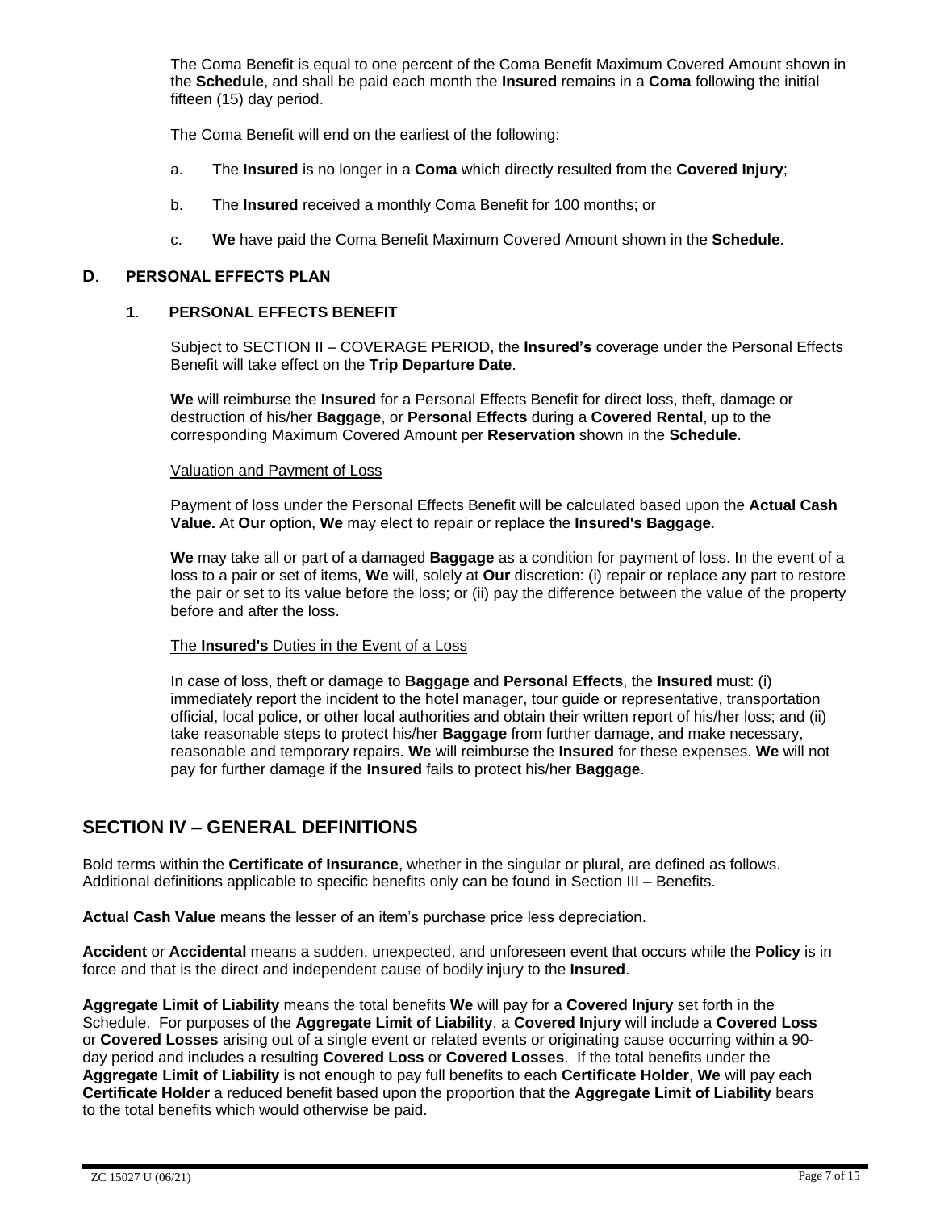The Coma Benefit is equal to one percent of the Coma Benefit Maximum Covered Amount shown in the **Schedule**, and shall be paid each month the **Insured** remains in a **Coma** following the initial fifteen (15) day period.

The Coma Benefit will end on the earliest of the following:

a. The **Insured** is no longer in a **Coma** which directly resulted from the **Covered Injury**;

b. The **Insured** received a monthly Coma Benefit for 100 months; or

c. **We** have paid the Coma Benefit Maximum Covered Amount shown in the **Schedule**.

### D. PERSONAL EFFECTS PLAN

#### 1. PERSONAL EFFECTS BENEFIT

Subject to SECTION II – COVERAGE PERIOD, the **Insured's** coverage under the Personal Effects Benefit will take effect on the **Trip Departure Date**.

**We** will reimburse the **Insured** for a Personal Effects Benefit for direct loss, theft, damage or destruction of his/her **Baggage**, or **Personal Effects** during a **Covered Rental**, up to the corresponding Maximum Covered Amount per **Reservation** shown in the **Schedule**.

<u>Valuation and Payment of Loss</u>

Payment of loss under the Personal Effects Benefit will be calculated based upon the **Actual Cash Value.** At **Our** option, **We** may elect to repair or replace the **Insured's Baggage**.

**We** may take all or part of a damaged **Baggage** as a condition for payment of loss. In the event of a loss to a pair or set of items, **We** will, solely at **Our** discretion: (i) repair or replace any part to restore the pair or set to its value before the loss; or (ii) pay the difference between the value of the property before and after the loss.

<u>The **Insured's** Duties in the Event of a Loss</u>

In case of loss, theft or damage to **Baggage** and **Personal Effects**, the **Insured** must: (i) immediately report the incident to the hotel manager, tour guide or representative, transportation official, local police, or other local authorities and obtain their written report of his/her loss; and (ii) take reasonable steps to protect his/her **Baggage** from further damage, and make necessary, reasonable and temporary repairs. **We** will reimburse the **Insured** for these expenses. **We** will not pay for further damage if the **Insured** fails to protect his/her **Baggage**.

## SECTION IV – GENERAL DEFINITIONS

Bold terms within the **Certificate of Insurance**, whether in the singular or plural, are defined as follows. Additional definitions applicable to specific benefits only can be found in Section III – Benefits.

**Actual Cash Value** means the lesser of an item's purchase price less depreciation.

**Accident** or **Accidental** means a sudden, unexpected, and unforeseen event that occurs while the **Policy** is in force and that is the direct and independent cause of bodily injury to the **Insured**.

**Aggregate Limit of Liability** means the total benefits **We** will pay for a **Covered Injury** set forth in the Schedule. For purposes of the **Aggregate Limit of Liability**, a **Covered Injury** will include a **Covered Loss** or **Covered Losses** arising out of a single event or related events or originating cause occurring within a 90-day period and includes a resulting **Covered Loss** or **Covered Losses**. If the total benefits under the **Aggregate Limit of Liability** is not enough to pay full benefits to each **Certificate Holder**, **We** will pay each **Certificate Holder** a reduced benefit based upon the proportion that the **Aggregate Limit of Liability** bears to the total benefits which would otherwise be paid.

ZC 15027 U (06/21)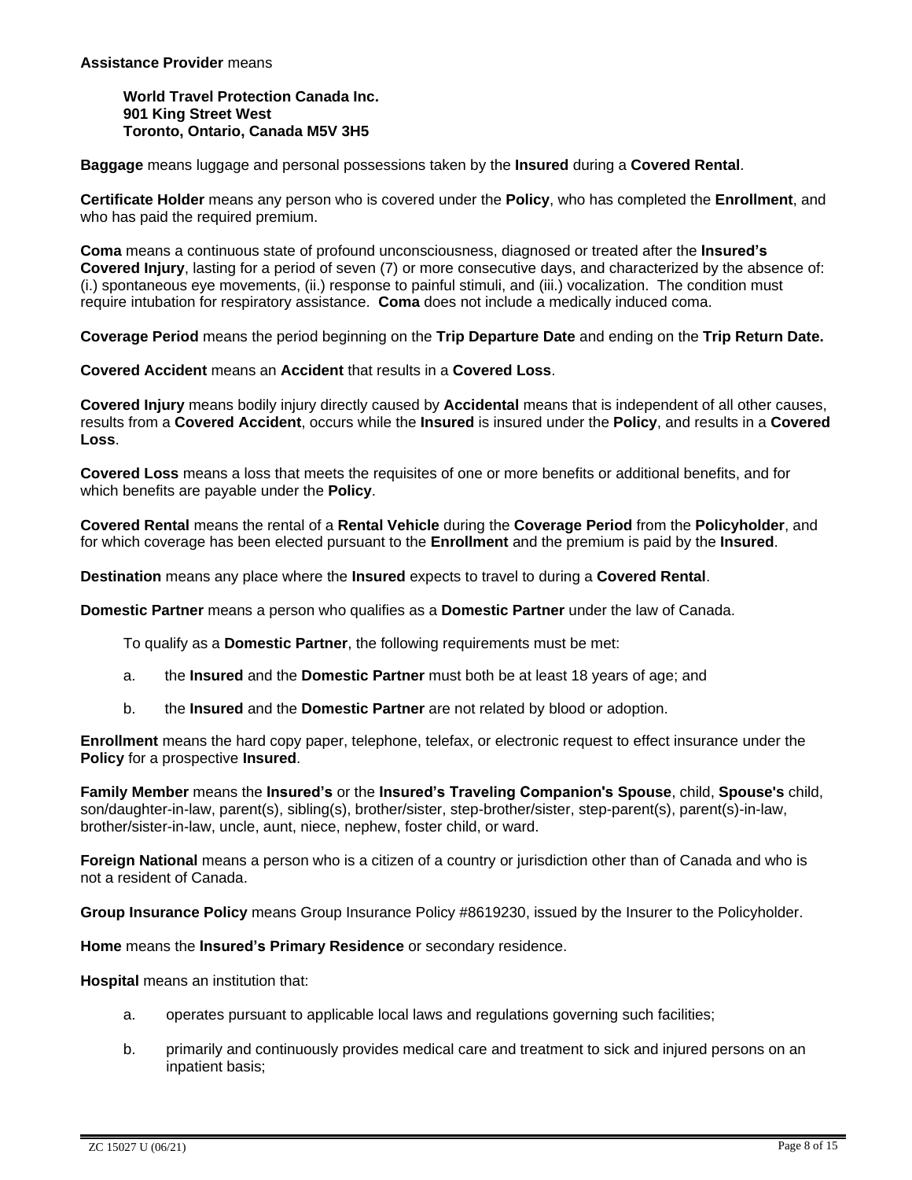**Assistance Provider** means

> **World Travel Protection Canada Inc.**
> **901 King Street West**
> **Toronto, Ontario, Canada M5V 3H5**

**Baggage** means luggage and personal possessions taken by the **Insured** during a **Covered Rental**.

**Certificate Holder** means any person who is covered under the **Policy**, who has completed the **Enrollment**, and who has paid the required premium.

**Coma** means a continuous state of profound unconsciousness, diagnosed or treated after the **Insured's Covered Injury**, lasting for a period of seven (7) or more consecutive days, and characterized by the absence of: (i.) spontaneous eye movements, (ii.) response to painful stimuli, and (iii.) vocalization. The condition must require intubation for respiratory assistance. **Coma** does not include a medically induced coma.

**Coverage Period** means the period beginning on the **Trip Departure Date** and ending on the **Trip Return Date.**

**Covered Accident** means an **Accident** that results in a **Covered Loss**.

**Covered Injury** means bodily injury directly caused by **Accidental** means that is independent of all other causes, results from a **Covered Accident**, occurs while the **Insured** is insured under the **Policy**, and results in a **Covered Loss**.

**Covered Loss** means a loss that meets the requisites of one or more benefits or additional benefits, and for which benefits are payable under the **Policy**.

**Covered Rental** means the rental of a **Rental Vehicle** during the **Coverage Period** from the **Policyholder**, and for which coverage has been elected pursuant to the **Enrollment** and the premium is paid by the **Insured**.

**Destination** means any place where the **Insured** expects to travel to during a **Covered Rental**.

**Domestic Partner** means a person who qualifies as a **Domestic Partner** under the law of Canada.

To qualify as a **Domestic Partner**, the following requirements must be met:

a. the **Insured** and the **Domestic Partner** must both be at least 18 years of age; and

b. the **Insured** and the **Domestic Partner** are not related by blood or adoption.

**Enrollment** means the hard copy paper, telephone, telefax, or electronic request to effect insurance under the **Policy** for a prospective **Insured**.

**Family Member** means the **Insured's** or the **Insured's Traveling Companion's Spouse**, child, **Spouse's** child, son/daughter-in-law, parent(s), sibling(s), brother/sister, step-brother/sister, step-parent(s), parent(s)-in-law, brother/sister-in-law, uncle, aunt, niece, nephew, foster child, or ward.

**Foreign National** means a person who is a citizen of a country or jurisdiction other than of Canada and who is not a resident of Canada.

**Group Insurance Policy** means Group Insurance Policy #8619230, issued by the Insurer to the Policyholder.

**Home** means the **Insured's Primary Residence** or secondary residence.

**Hospital** means an institution that:

a. operates pursuant to applicable local laws and regulations governing such facilities;

b. primarily and continuously provides medical care and treatment to sick and injured persons on an inpatient basis;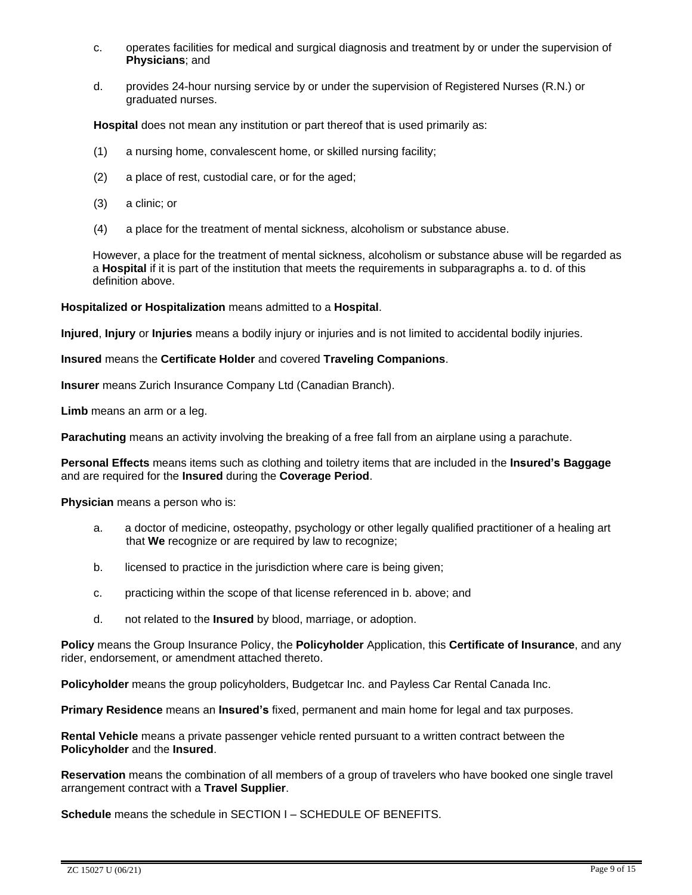c. operates facilities for medical and surgical diagnosis and treatment by or under the supervision of **Physicians**; and

d. provides 24-hour nursing service by or under the supervision of Registered Nurses (R.N.) or graduated nurses.

**Hospital** does not mean any institution or part thereof that is used primarily as:

(1) a nursing home, convalescent home, or skilled nursing facility;

(2) a place of rest, custodial care, or for the aged;

(3) a clinic; or

(4) a place for the treatment of mental sickness, alcoholism or substance abuse.

However, a place for the treatment of mental sickness, alcoholism or substance abuse will be regarded as a **Hospital** if it is part of the institution that meets the requirements in subparagraphs a. to d. of this definition above.

**Hospitalized or Hospitalization** means admitted to a **Hospital**.

**Injured**, **Injury** or **Injuries** means a bodily injury or injuries and is not limited to accidental bodily injuries.

**Insured** means the **Certificate Holder** and covered **Traveling Companions**.

**Insurer** means Zurich Insurance Company Ltd (Canadian Branch).

**Limb** means an arm or a leg.

**Parachuting** means an activity involving the breaking of a free fall from an airplane using a parachute.

**Personal Effects** means items such as clothing and toiletry items that are included in the **Insured's Baggage** and are required for the **Insured** during the **Coverage Period**.

**Physician** means a person who is:

a. a doctor of medicine, osteopathy, psychology or other legally qualified practitioner of a healing art that **We** recognize or are required by law to recognize;

b. licensed to practice in the jurisdiction where care is being given;

c. practicing within the scope of that license referenced in b. above; and

d. not related to the **Insured** by blood, marriage, or adoption.

**Policy** means the Group Insurance Policy, the **Policyholder** Application, this **Certificate of Insurance**, and any rider, endorsement, or amendment attached thereto.

**Policyholder** means the group policyholders, Budgetcar Inc. and Payless Car Rental Canada Inc.

**Primary Residence** means an **Insured's** fixed, permanent and main home for legal and tax purposes.

**Rental Vehicle** means a private passenger vehicle rented pursuant to a written contract between the **Policyholder** and the **Insured**.

**Reservation** means the combination of all members of a group of travelers who have booked one single travel arrangement contract with a **Travel Supplier**.

**Schedule** means the schedule in SECTION I – SCHEDULE OF BENEFITS.

ZC 15027 U (06/21)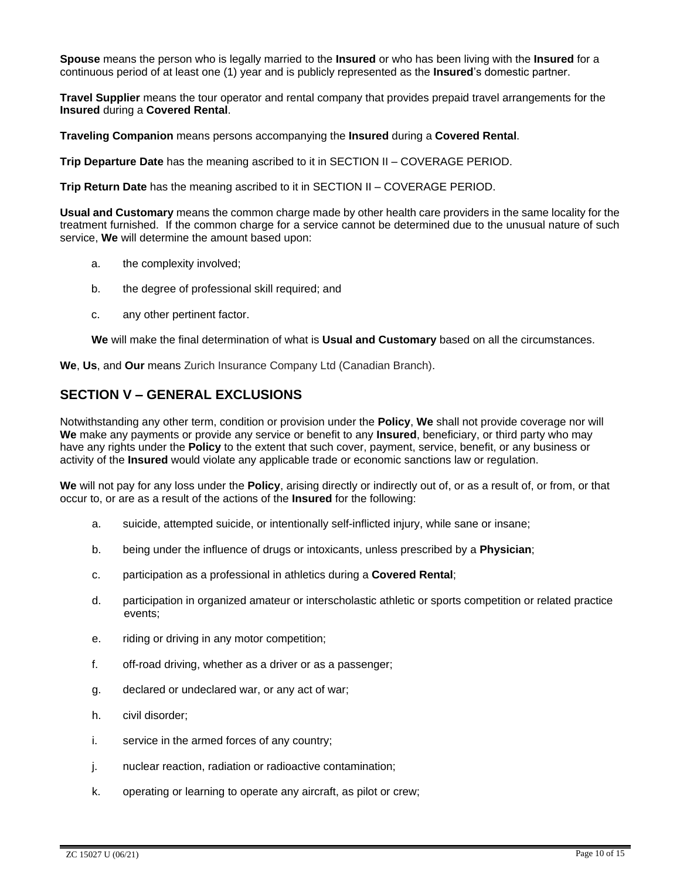**Spouse** means the person who is legally married to the **Insured** or who has been living with the **Insured** for a continuous period of at least one (1) year and is publicly represented as the **Insured**'s domestic partner.

**Travel Supplier** means the tour operator and rental company that provides prepaid travel arrangements for the **Insured** during a **Covered Rental**.

**Traveling Companion** means persons accompanying the **Insured** during a **Covered Rental**.

**Trip Departure Date** has the meaning ascribed to it in SECTION II – COVERAGE PERIOD.

**Trip Return Date** has the meaning ascribed to it in SECTION II – COVERAGE PERIOD.

**Usual and Customary** means the common charge made by other health care providers in the same locality for the treatment furnished. If the common charge for a service cannot be determined due to the unusual nature of such service, **We** will determine the amount based upon:

a. the complexity involved;

b. the degree of professional skill required; and

c. any other pertinent factor.

**We** will make the final determination of what is **Usual and Customary** based on all the circumstances.

**We**, **Us**, and **Our** means Zurich Insurance Company Ltd (Canadian Branch).

## SECTION V – GENERAL EXCLUSIONS

Notwithstanding any other term, condition or provision under the **Policy**, **We** shall not provide coverage nor will **We** make any payments or provide any service or benefit to any **Insured**, beneficiary, or third party who may have any rights under the **Policy** to the extent that such cover, payment, service, benefit, or any business or activity of the **Insured** would violate any applicable trade or economic sanctions law or regulation.

**We** will not pay for any loss under the **Policy**, arising directly or indirectly out of, or as a result of, or from, or that occur to, or are as a result of the actions of the **Insured** for the following:

a. suicide, attempted suicide, or intentionally self-inflicted injury, while sane or insane;

b. being under the influence of drugs or intoxicants, unless prescribed by a **Physician**;

c. participation as a professional in athletics during a **Covered Rental**;

d. participation in organized amateur or interscholastic athletic or sports competition or related practice events;

e. riding or driving in any motor competition;

f. off-road driving, whether as a driver or as a passenger;

g. declared or undeclared war, or any act of war;

h. civil disorder;

i. service in the armed forces of any country;

j. nuclear reaction, radiation or radioactive contamination;

k. operating or learning to operate any aircraft, as pilot or crew;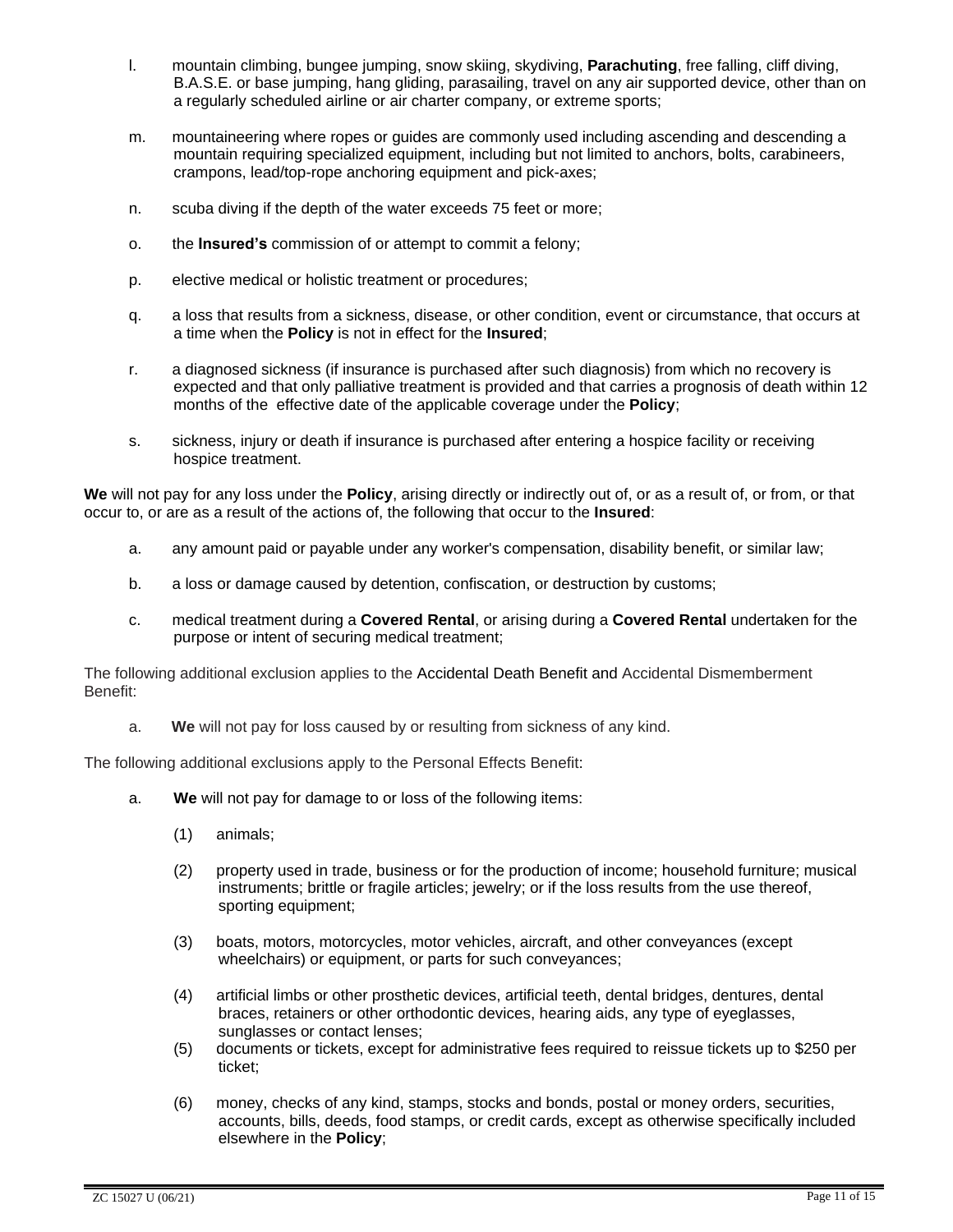l. mountain climbing, bungee jumping, snow skiing, skydiving, **Parachuting**, free falling, cliff diving, B.A.S.E. or base jumping, hang gliding, parasailing, travel on any air supported device, other than on a regularly scheduled airline or air charter company, or extreme sports;

m. mountaineering where ropes or guides are commonly used including ascending and descending a mountain requiring specialized equipment, including but not limited to anchors, bolts, carabineers, crampons, lead/top-rope anchoring equipment and pick-axes;

n. scuba diving if the depth of the water exceeds 75 feet or more;

o. the **Insured's** commission of or attempt to commit a felony;

p. elective medical or holistic treatment or procedures;

q. a loss that results from a sickness, disease, or other condition, event or circumstance, that occurs at a time when the **Policy** is not in effect for the **Insured**;

r. a diagnosed sickness (if insurance is purchased after such diagnosis) from which no recovery is expected and that only palliative treatment is provided and that carries a prognosis of death within 12 months of the effective date of the applicable coverage under the **Policy**;

s. sickness, injury or death if insurance is purchased after entering a hospice facility or receiving hospice treatment.

**We** will not pay for any loss under the **Policy**, arising directly or indirectly out of, or as a result of, or from, or that occur to, or are as a result of the actions of, the following that occur to the **Insured**:

a. any amount paid or payable under any worker's compensation, disability benefit, or similar law;

b. a loss or damage caused by detention, confiscation, or destruction by customs;

c. medical treatment during a **Covered Rental**, or arising during a **Covered Rental** undertaken for the purpose or intent of securing medical treatment;

The following additional exclusion applies to the Accidental Death Benefit and Accidental Dismemberment Benefit:

a. **We** will not pay for loss caused by or resulting from sickness of any kind.

The following additional exclusions apply to the Personal Effects Benefit:

a. **We** will not pay for damage to or loss of the following items:

(1) animals;

(2) property used in trade, business or for the production of income; household furniture; musical instruments; brittle or fragile articles; jewelry; or if the loss results from the use thereof, sporting equipment;

(3) boats, motors, motorcycles, motor vehicles, aircraft, and other conveyances (except wheelchairs) or equipment, or parts for such conveyances;

(4) artificial limbs or other prosthetic devices, artificial teeth, dental bridges, dentures, dental braces, retainers or other orthodontic devices, hearing aids, any type of eyeglasses, sunglasses or contact lenses;

(5) documents or tickets, except for administrative fees required to reissue tickets up to $250 per ticket;

(6) money, checks of any kind, stamps, stocks and bonds, postal or money orders, securities, accounts, bills, deeds, food stamps, or credit cards, except as otherwise specifically included elsewhere in the **Policy**;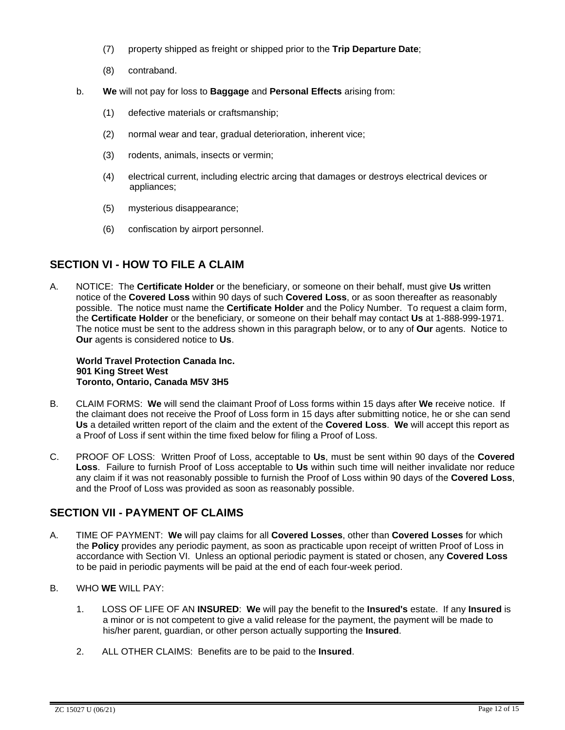(7) property shipped as freight or shipped prior to the **Trip Departure Date**;

(8) contraband.

b. **We** will not pay for loss to **Baggage** and **Personal Effects** arising from:

(1) defective materials or craftsmanship;

(2) normal wear and tear, gradual deterioration, inherent vice;

(3) rodents, animals, insects or vermin;

(4) electrical current, including electric arcing that damages or destroys electrical devices or appliances;

(5) mysterious disappearance;

(6) confiscation by airport personnel.

## SECTION VI - HOW TO FILE A CLAIM

A. NOTICE: The **Certificate Holder** or the beneficiary, or someone on their behalf, must give **Us** written notice of the **Covered Loss** within 90 days of such **Covered Loss**, or as soon thereafter as reasonably possible. The notice must name the **Certificate Holder** and the Policy Number. To request a claim form, the **Certificate Holder** or the beneficiary, or someone on their behalf may contact **Us** at 1-888-999-1971. The notice must be sent to the address shown in this paragraph below, or to any of **Our** agents. Notice to **Our** agents is considered notice to **Us**.

**World Travel Protection Canada Inc.**
**901 King Street West**
**Toronto, Ontario, Canada M5V 3H5**

B. CLAIM FORMS: **We** will send the claimant Proof of Loss forms within 15 days after **We** receive notice. If the claimant does not receive the Proof of Loss form in 15 days after submitting notice, he or she can send **Us** a detailed written report of the claim and the extent of the **Covered Loss**. **We** will accept this report as a Proof of Loss if sent within the time fixed below for filing a Proof of Loss.

C. PROOF OF LOSS: Written Proof of Loss, acceptable to **Us**, must be sent within 90 days of the **Covered Loss**. Failure to furnish Proof of Loss acceptable to **Us** within such time will neither invalidate nor reduce any claim if it was not reasonably possible to furnish the Proof of Loss within 90 days of the **Covered Loss**, and the Proof of Loss was provided as soon as reasonably possible.

## SECTION VII - PAYMENT OF CLAIMS

A. TIME OF PAYMENT: **We** will pay claims for all **Covered Losses**, other than **Covered Losses** for which the **Policy** provides any periodic payment, as soon as practicable upon receipt of written Proof of Loss in accordance with Section VI. Unless an optional periodic payment is stated or chosen, any **Covered Loss** to be paid in periodic payments will be paid at the end of each four-week period.

B. WHO **WE** WILL PAY:

1. LOSS OF LIFE OF AN **INSURED**: **We** will pay the benefit to the **Insured's** estate. If any **Insured** is a minor or is not competent to give a valid release for the payment, the payment will be made to his/her parent, guardian, or other person actually supporting the **Insured**.

2. ALL OTHER CLAIMS: Benefits are to be paid to the **Insured**.

ZC 15027 U (06/21)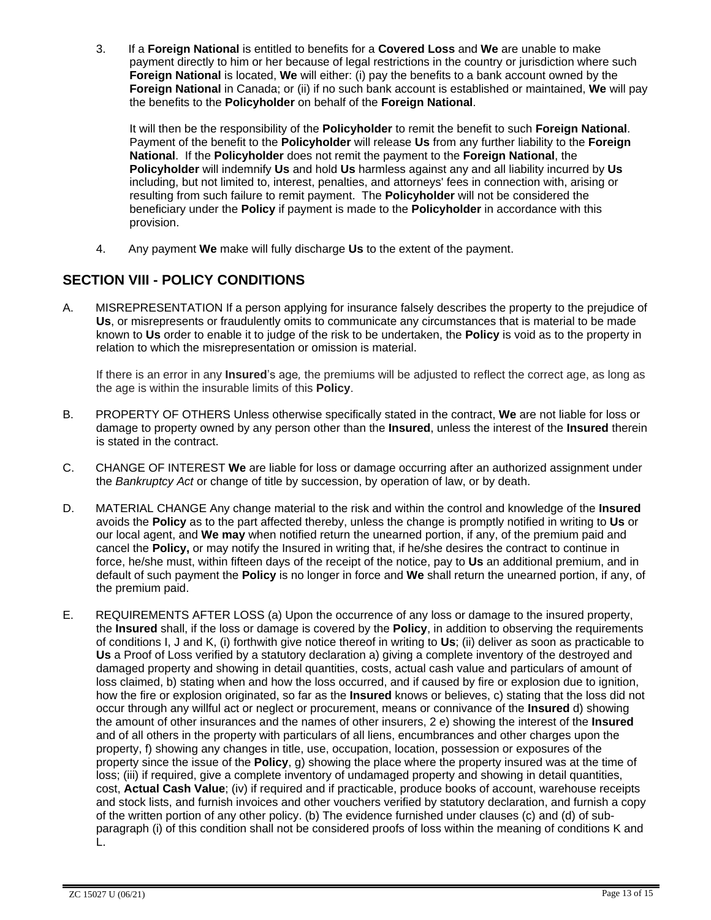3. If a **Foreign National** is entitled to benefits for a **Covered Loss** and **We** are unable to make payment directly to him or her because of legal restrictions in the country or jurisdiction where such **Foreign National** is located, **We** will either: (i) pay the benefits to a bank account owned by the **Foreign National** in Canada; or (ii) if no such bank account is established or maintained, **We** will pay the benefits to the **Policyholder** on behalf of the **Foreign National**.

   It will then be the responsibility of the **Policyholder** to remit the benefit to such **Foreign National**. Payment of the benefit to the **Policyholder** will release **Us** from any further liability to the **Foreign National**. If the **Policyholder** does not remit the payment to the **Foreign National**, the **Policyholder** will indemnify **Us** and hold **Us** harmless against any and all liability incurred by **Us** including, but not limited to, interest, penalties, and attorneys' fees in connection with, arising or resulting from such failure to remit payment. The **Policyholder** will not be considered the beneficiary under the **Policy** if payment is made to the **Policyholder** in accordance with this provision.

4. Any payment **We** make will fully discharge **Us** to the extent of the payment.

## SECTION VIII - POLICY CONDITIONS

A. MISREPRESENTATION If a person applying for insurance falsely describes the property to the prejudice of **Us**, or misrepresents or fraudulently omits to communicate any circumstances that is material to be made known to **Us** order to enable it to judge of the risk to be undertaken, the **Policy** is void as to the property in relation to which the misrepresentation or omission is material.

   If there is an error in any **Insured**'s age*,* the premiums will be adjusted to reflect the correct age, as long as the age is within the insurable limits of this **Policy**.

B. PROPERTY OF OTHERS Unless otherwise specifically stated in the contract, **We** are not liable for loss or damage to property owned by any person other than the **Insured**, unless the interest of the **Insured** therein is stated in the contract.

C. CHANGE OF INTEREST **We** are liable for loss or damage occurring after an authorized assignment under the *Bankruptcy Act* or change of title by succession, by operation of law, or by death.

D. MATERIAL CHANGE Any change material to the risk and within the control and knowledge of the **Insured** avoids the **Policy** as to the part affected thereby, unless the change is promptly notified in writing to **Us** or our local agent, and **We may** when notified return the unearned portion, if any, of the premium paid and cancel the **Policy,** or may notify the Insured in writing that, if he/she desires the contract to continue in force, he/she must, within fifteen days of the receipt of the notice, pay to **Us** an additional premium, and in default of such payment the **Policy** is no longer in force and **We** shall return the unearned portion, if any, of the premium paid.

E. REQUIREMENTS AFTER LOSS (a) Upon the occurrence of any loss or damage to the insured property, the **Insured** shall, if the loss or damage is covered by the **Policy**, in addition to observing the requirements of conditions I, J and K, (i) forthwith give notice thereof in writing to **Us**; (ii) deliver as soon as practicable to **Us** a Proof of Loss verified by a statutory declaration a) giving a complete inventory of the destroyed and damaged property and showing in detail quantities, costs, actual cash value and particulars of amount of loss claimed, b) stating when and how the loss occurred, and if caused by fire or explosion due to ignition, how the fire or explosion originated, so far as the **Insured** knows or believes, c) stating that the loss did not occur through any willful act or neglect or procurement, means or connivance of the **Insured** d) showing the amount of other insurances and the names of other insurers, 2 e) showing the interest of the **Insured** and of all others in the property with particulars of all liens, encumbrances and other charges upon the property, f) showing any changes in title, use, occupation, location, possession or exposures of the property since the issue of the **Policy**, g) showing the place where the property insured was at the time of loss; (iii) if required, give a complete inventory of undamaged property and showing in detail quantities, cost, **Actual Cash Value**; (iv) if required and if practicable, produce books of account, warehouse receipts and stock lists, and furnish invoices and other vouchers verified by statutory declaration, and furnish a copy of the written portion of any other policy. (b) The evidence furnished under clauses (c) and (d) of sub-paragraph (i) of this condition shall not be considered proofs of loss within the meaning of conditions K and L.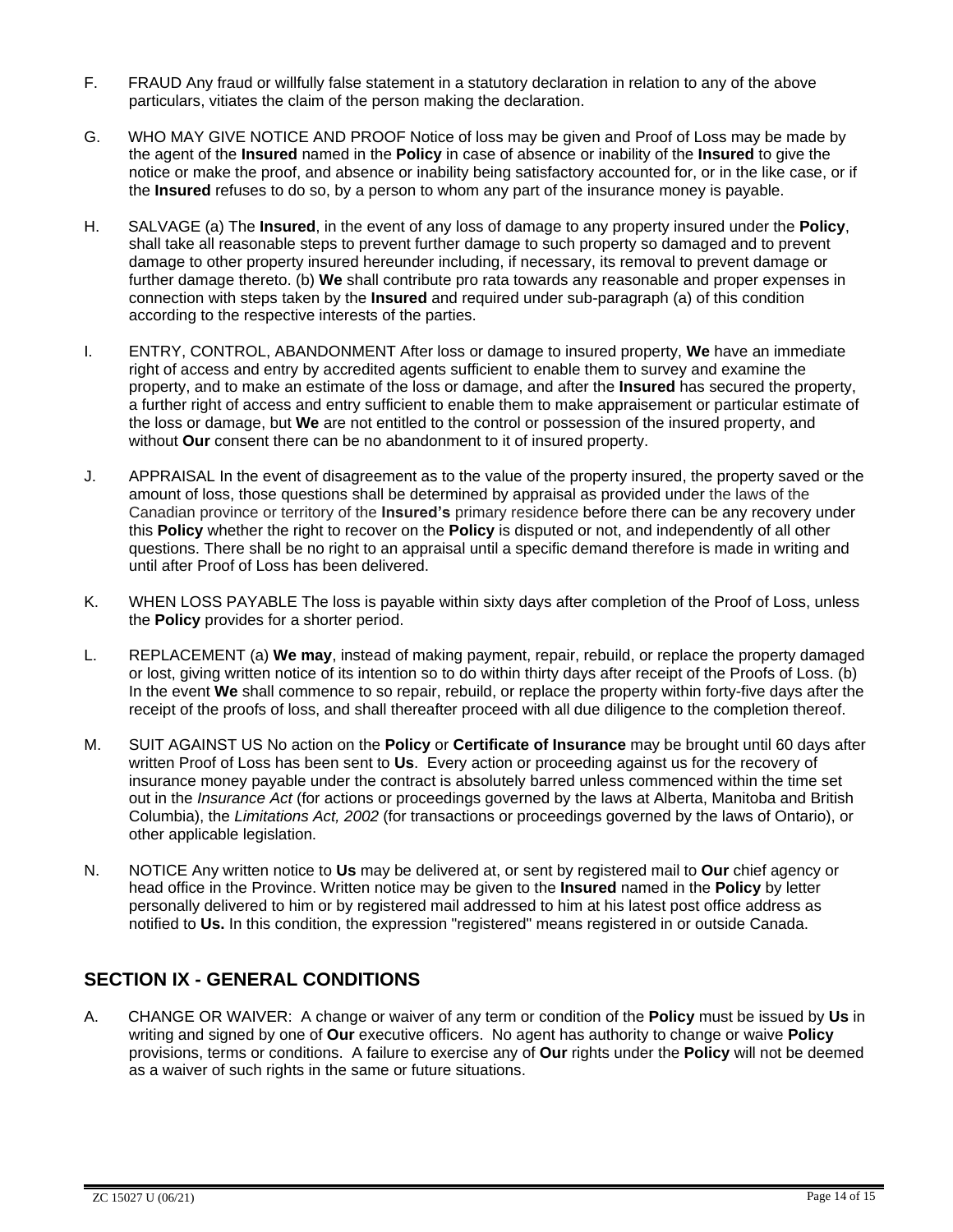F. FRAUD Any fraud or willfully false statement in a statutory declaration in relation to any of the above particulars, vitiates the claim of the person making the declaration.

G. WHO MAY GIVE NOTICE AND PROOF Notice of loss may be given and Proof of Loss may be made by the agent of the **Insured** named in the **Policy** in case of absence or inability of the **Insured** to give the notice or make the proof, and absence or inability being satisfactory accounted for, or in the like case, or if the **Insured** refuses to do so, by a person to whom any part of the insurance money is payable.

H. SALVAGE (a) The **Insured**, in the event of any loss of damage to any property insured under the **Policy**, shall take all reasonable steps to prevent further damage to such property so damaged and to prevent damage to other property insured hereunder including, if necessary, its removal to prevent damage or further damage thereto. (b) **We** shall contribute pro rata towards any reasonable and proper expenses in connection with steps taken by the **Insured** and required under sub-paragraph (a) of this condition according to the respective interests of the parties.

I. ENTRY, CONTROL, ABANDONMENT After loss or damage to insured property, **We** have an immediate right of access and entry by accredited agents sufficient to enable them to survey and examine the property, and to make an estimate of the loss or damage, and after the **Insured** has secured the property, a further right of access and entry sufficient to enable them to make appraisement or particular estimate of the loss or damage, but **We** are not entitled to the control or possession of the insured property, and without **Our** consent there can be no abandonment to it of insured property.

J. APPRAISAL In the event of disagreement as to the value of the property insured, the property saved or the amount of loss, those questions shall be determined by appraisal as provided under the laws of the Canadian province or territory of the **Insured's** primary residence before there can be any recovery under this **Policy** whether the right to recover on the **Policy** is disputed or not, and independently of all other questions. There shall be no right to an appraisal until a specific demand therefore is made in writing and until after Proof of Loss has been delivered.

K. WHEN LOSS PAYABLE The loss is payable within sixty days after completion of the Proof of Loss, unless the **Policy** provides for a shorter period.

L. REPLACEMENT (a) **We may**, instead of making payment, repair, rebuild, or replace the property damaged or lost, giving written notice of its intention so to do within thirty days after receipt of the Proofs of Loss. (b) In the event **We** shall commence to so repair, rebuild, or replace the property within forty-five days after the receipt of the proofs of loss, and shall thereafter proceed with all due diligence to the completion thereof.

M. SUIT AGAINST US No action on the **Policy** or **Certificate of Insurance** may be brought until 60 days after written Proof of Loss has been sent to **Us**. Every action or proceeding against us for the recovery of insurance money payable under the contract is absolutely barred unless commenced within the time set out in the *Insurance Act* (for actions or proceedings governed by the laws at Alberta, Manitoba and British Columbia), the *Limitations Act, 2002* (for transactions or proceedings governed by the laws of Ontario), or other applicable legislation.

N. NOTICE Any written notice to **Us** may be delivered at, or sent by registered mail to **Our** chief agency or head office in the Province. Written notice may be given to the **Insured** named in the **Policy** by letter personally delivered to him or by registered mail addressed to him at his latest post office address as notified to **Us.** In this condition, the expression "registered" means registered in or outside Canada.

## SECTION IX - GENERAL CONDITIONS

A. CHANGE OR WAIVER: A change or waiver of any term or condition of the **Policy** must be issued by **Us** in writing and signed by one of **Our** executive officers. No agent has authority to change or waive **Policy** provisions, terms or conditions. A failure to exercise any of **Our** rights under the **Policy** will not be deemed as a waiver of such rights in the same or future situations.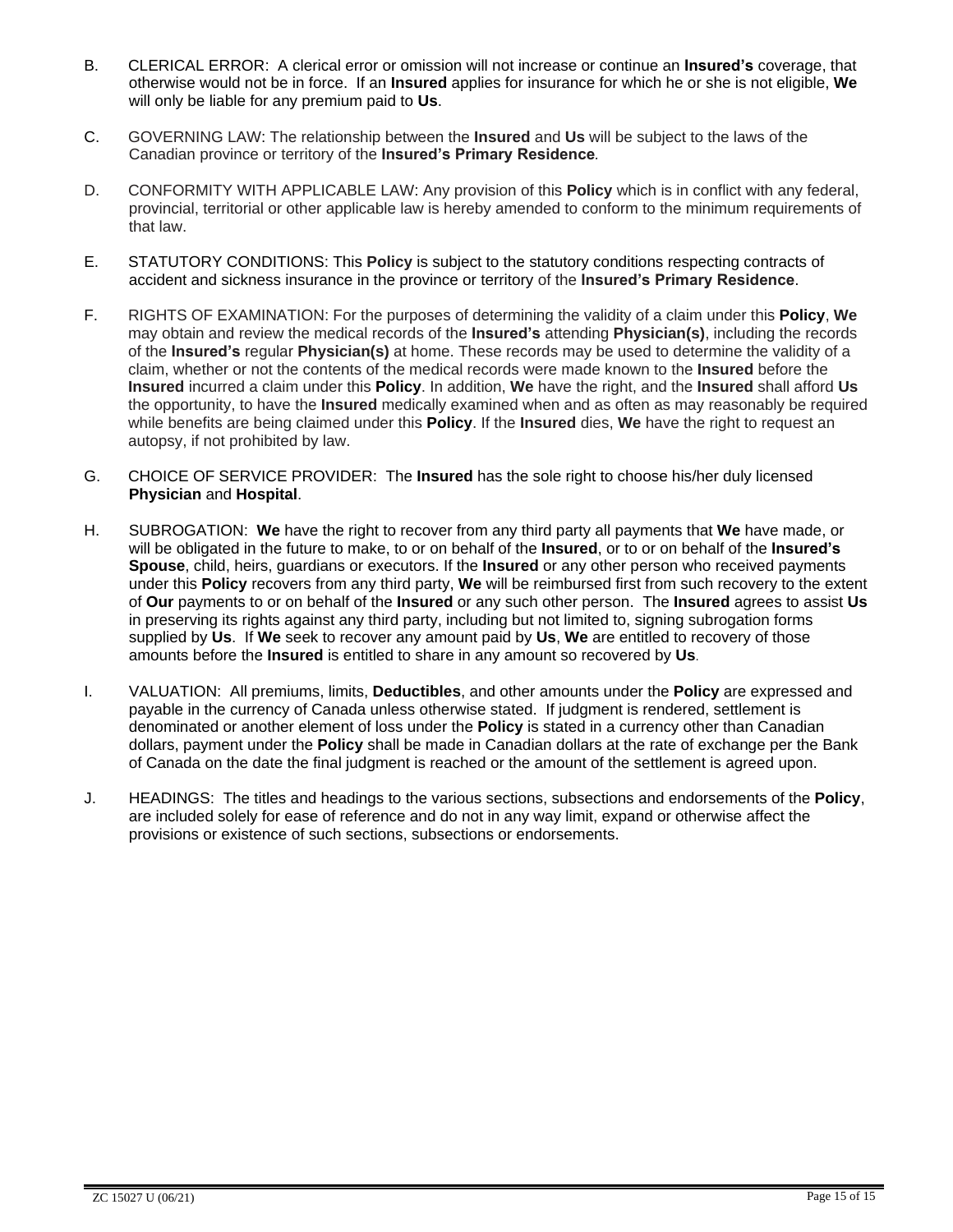B. CLERICAL ERROR: A clerical error or omission will not increase or continue an **Insured's** coverage, that otherwise would not be in force. If an **Insured** applies for insurance for which he or she is not eligible, **We** will only be liable for any premium paid to **Us**.

C. GOVERNING LAW: The relationship between the **Insured** and **Us** will be subject to the laws of the Canadian province or territory of the **Insured's Primary Residence**.

D. CONFORMITY WITH APPLICABLE LAW: Any provision of this **Policy** which is in conflict with any federal, provincial, territorial or other applicable law is hereby amended to conform to the minimum requirements of that law.

E. STATUTORY CONDITIONS: This **Policy** is subject to the statutory conditions respecting contracts of accident and sickness insurance in the province or territory of the **Insured's Primary Residence**.

F. RIGHTS OF EXAMINATION: For the purposes of determining the validity of a claim under this **Policy**, **We** may obtain and review the medical records of the **Insured's** attending **Physician(s)**, including the records of the **Insured's** regular **Physician(s)** at home. These records may be used to determine the validity of a claim, whether or not the contents of the medical records were made known to the **Insured** before the **Insured** incurred a claim under this **Policy**. In addition, **We** have the right, and the **Insured** shall afford **Us** the opportunity, to have the **Insured** medically examined when and as often as may reasonably be required while benefits are being claimed under this **Policy**. If the **Insured** dies, **We** have the right to request an autopsy, if not prohibited by law.

G. CHOICE OF SERVICE PROVIDER: The **Insured** has the sole right to choose his/her duly licensed **Physician** and **Hospital**.

H. SUBROGATION: **We** have the right to recover from any third party all payments that **We** have made, or will be obligated in the future to make, to or on behalf of the **Insured**, or to or on behalf of the **Insured's Spouse**, child, heirs, guardians or executors. If the **Insured** or any other person who received payments under this **Policy** recovers from any third party, **We** will be reimbursed first from such recovery to the extent of **Our** payments to or on behalf of the **Insured** or any such other person. The **Insured** agrees to assist **Us** in preserving its rights against any third party, including but not limited to, signing subrogation forms supplied by **Us**. If **We** seek to recover any amount paid by **Us**, **We** are entitled to recovery of those amounts before the **Insured** is entitled to share in any amount so recovered by **Us**.

I. VALUATION: All premiums, limits, **Deductibles**, and other amounts under the **Policy** are expressed and payable in the currency of Canada unless otherwise stated. If judgment is rendered, settlement is denominated or another element of loss under the **Policy** is stated in a currency other than Canadian dollars, payment under the **Policy** shall be made in Canadian dollars at the rate of exchange per the Bank of Canada on the date the final judgment is reached or the amount of the settlement is agreed upon.

J. HEADINGS: The titles and headings to the various sections, subsections and endorsements of the **Policy**, are included solely for ease of reference and do not in any way limit, expand or otherwise affect the provisions or existence of such sections, subsections or endorsements.